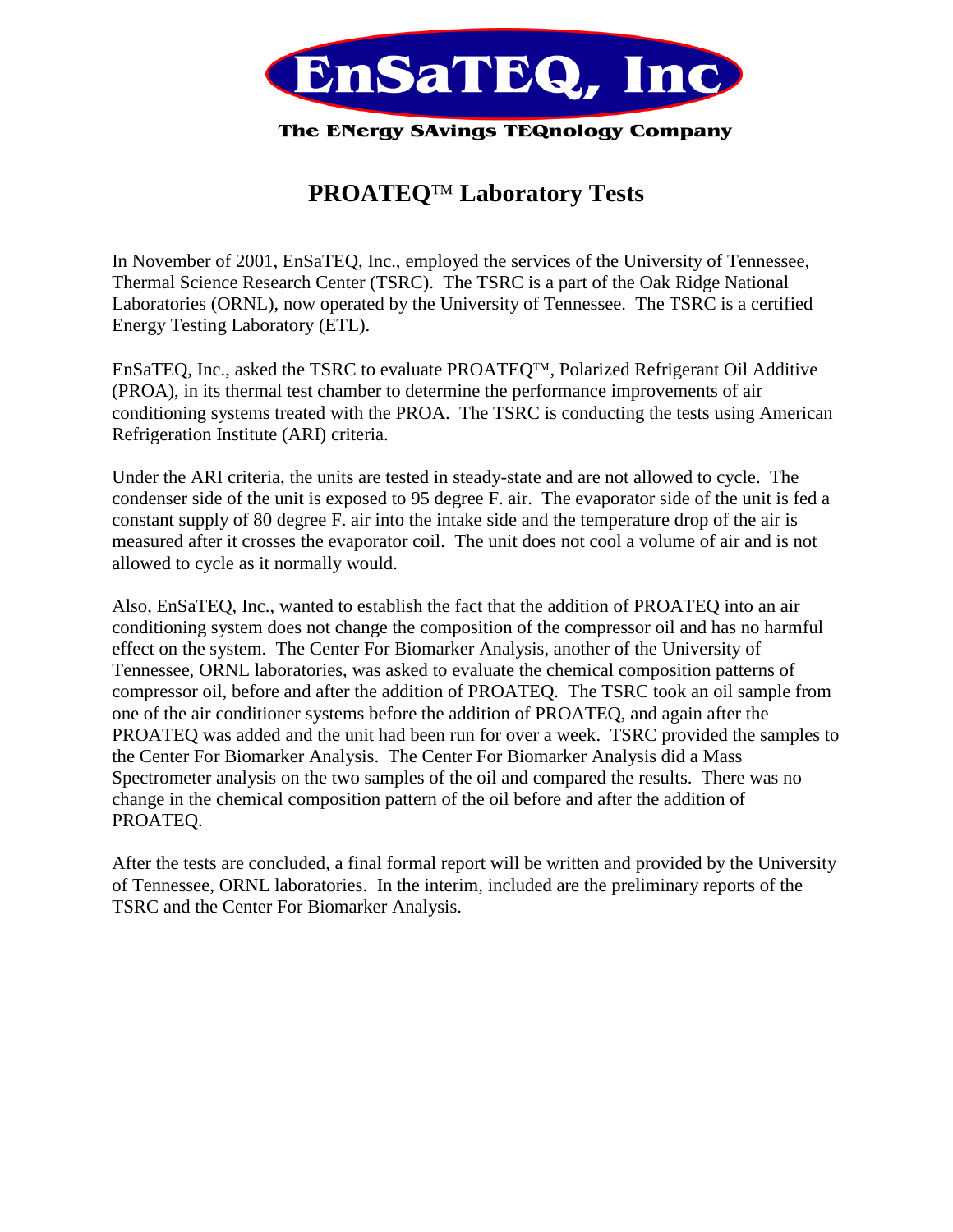# EnSaTEQ, Inc

**The ENergy SAvings TEQnology Company**

## PROATEQ™ Laboratory Tests

In November of 2001, EnSaTEQ, Inc., employed the services of the University of Tennessee, Thermal Science Research Center (TSRC). The TSRC is a part of the Oak Ridge National Laboratories (ORNL), now operated by the University of Tennessee. The TSRC is a certified Energy Testing Laboratory (ETL).

EnSaTEQ, Inc., asked the TSRC to evaluate PROATEQ™, Polarized Refrigerant Oil Additive (PROA), in its thermal test chamber to determine the performance improvements of air conditioning systems treated with the PROA. The TSRC is conducting the tests using American Refrigeration Institute (ARI) criteria.

Under the ARI criteria, the units are tested in steady-state and are not allowed to cycle. The condenser side of the unit is exposed to 95 degree F. air. The evaporator side of the unit is fed a constant supply of 80 degree F. air into the intake side and the temperature drop of the air is measured after it crosses the evaporator coil. The unit does not cool a volume of air and is not allowed to cycle as it normally would.

Also, EnSaTEQ, Inc., wanted to establish the fact that the addition of PROATEQ into an air conditioning system does not change the composition of the compressor oil and has no harmful effect on the system. The Center For Biomarker Analysis, another of the University of Tennessee, ORNL laboratories, was asked to evaluate the chemical composition patterns of compressor oil, before and after the addition of PROATEQ. The TSRC took an oil sample from one of the air conditioner systems before the addition of PROATEQ, and again after the PROATEQ was added and the unit had been run for over a week. TSRC provided the samples to the Center For Biomarker Analysis. The Center For Biomarker Analysis did a Mass Spectrometer analysis on the two samples of the oil and compared the results. There was no change in the chemical composition pattern of the oil before and after the addition of PROATEQ.

After the tests are concluded, a final formal report will be written and provided by the University of Tennessee, ORNL laboratories. In the interim, included are the preliminary reports of the TSRC and the Center For Biomarker Analysis.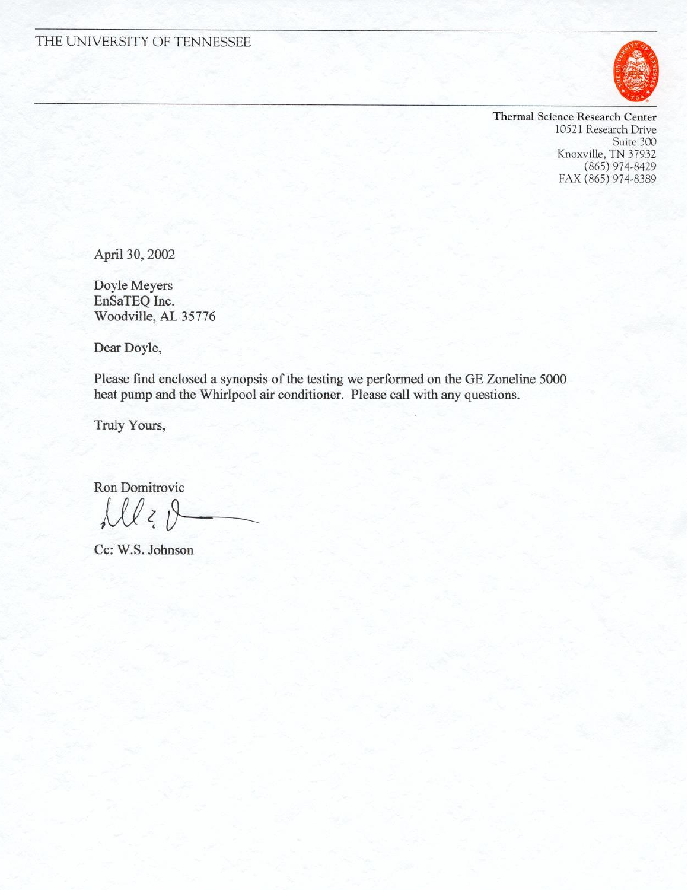THE UNIVERSITY OF TENNESSEE

**Thermal Science Research Center**
10521 Research Drive
Suite 300
Knoxville, TN 37932
(865) 974-8429
FAX (865) 974-8389

April 30, 2002

Doyle Meyers
EnSaTEQ Inc.
Woodville, AL 35776

Dear Doyle,

Please find enclosed a synopsis of the testing we performed on the GE Zoneline 5000 heat pump and the Whirlpool air conditioner. Please call with any questions.

Truly Yours,

Ron Domitrovic

Cc: W.S. Johnson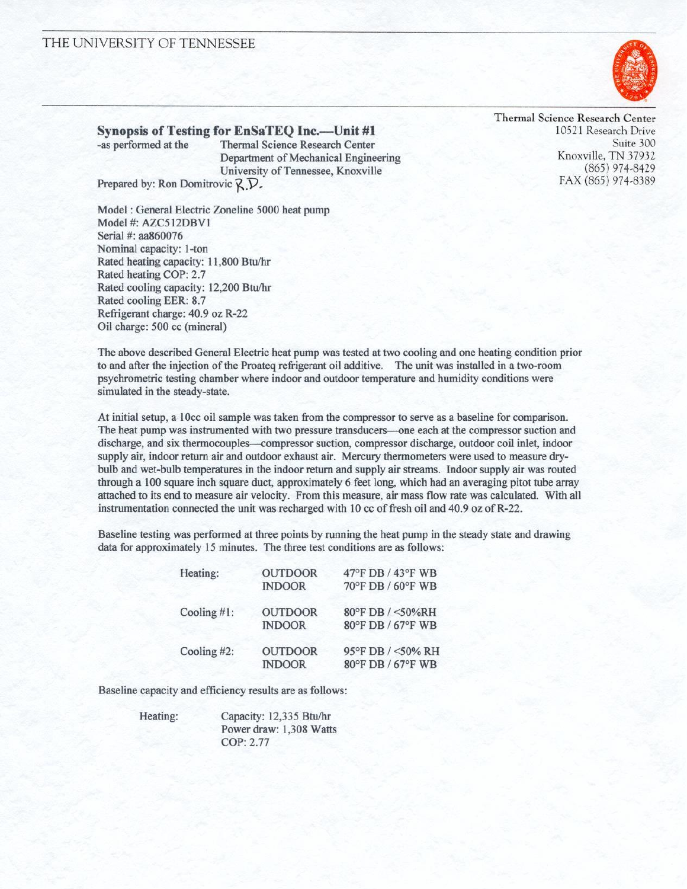THE UNIVERSITY OF TENNESSEE

Thermal Science Research Center
10521 Research Drive
Suite 300
Knoxville, TN 37932
(865) 974-8429
FAX (865) 974-8389

## Synopsis of Testing for EnSaTEQ Inc.—Unit #1

-as performed at the Thermal Science Research Center
Department of Mechanical Engineering
University of Tennessee, Knoxville

Prepared by: Ron Domitrovic R.D.

Model : General Electric Zoneline 5000 heat pump
Model #: AZC512DBV1
Serial #: aa860076
Nominal capacity: 1-ton
Rated heating capacity: 11,800 Btu/hr
Rated heating COP: 2.7
Rated cooling capacity: 12,200 Btu/hr
Rated cooling EER: 8.7
Refrigerant charge: 40.9 oz R-22
Oil charge: 500 cc (mineral)

The above described General Electric heat pump was tested at two cooling and one heating condition prior to and after the injection of the Proateq refrigerant oil additive. The unit was installed in a two-room psychrometric testing chamber where indoor and outdoor temperature and humidity conditions were simulated in the steady-state.

At initial setup, a 10cc oil sample was taken from the compressor to serve as a baseline for comparison. The heat pump was instrumented with two pressure transducers—one each at the compressor suction and discharge, and six thermocouples—compressor suction, compressor discharge, outdoor coil inlet, indoor supply air, indoor return air and outdoor exhaust air. Mercury thermometers were used to measure dry-bulb and wet-bulb temperatures in the indoor return and supply air streams. Indoor supply air was routed through a 100 square inch square duct, approximately 6 feet long, which had an averaging pitot tube array attached to its end to measure air velocity. From this measure, air mass flow rate was calculated. With all instrumentation connected the unit was recharged with 10 cc of fresh oil and 40.9 oz of R-22.

Baseline testing was performed at three points by running the heat pump in the steady state and drawing data for approximately 15 minutes. The three test conditions are as follows:

| | | |
|---|---|---|
| Heating: | OUTDOOR | 47°F DB / 43°F WB |
| | INDOOR | 70°F DB / 60°F WB |
| Cooling #1: | OUTDOOR | 80°F DB / <50%RH |
| | INDOOR | 80°F DB / 67°F WB |
| Cooling #2: | OUTDOOR | 95°F DB / <50% RH |
| | INDOOR | 80°F DB / 67°F WB |

Baseline capacity and efficiency results are as follows:

Heating:
Capacity: 12,335 Btu/hr
Power draw: 1,308 Watts
COP: 2.77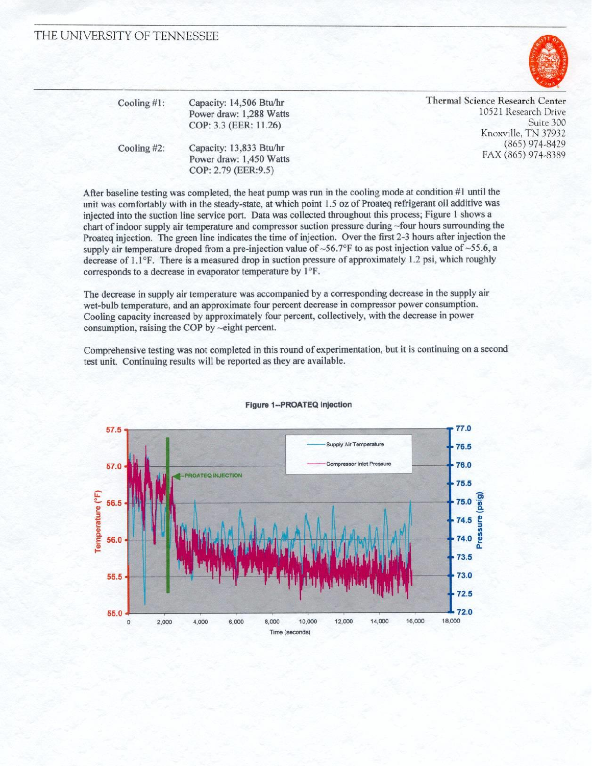THE UNIVERSITY OF TENNESSEE

Thermal Science Research Center
10521 Research Drive
Suite 300
Knoxville, TN 37932
(865) 974-8429
FAX (865) 974-8389

| | |
|---|---|
| Cooling #1: | Capacity: 14,506 Btu/hr<br>Power draw: 1,288 Watts<br>COP: 3.3 (EER: 11.26) |
| Cooling #2: | Capacity: 13,833 Btu/hr<br>Power draw: 1,450 Watts<br>COP: 2.79 (EER:9.5) |

After baseline testing was completed, the heat pump was run in the cooling mode at condition #1 until the unit was comfortably with in the steady-state, at which point 1.5 oz of Proateq refrigerant oil additive was injected into the suction line service port. Data was collected throughout this process; Figure 1 shows a chart of indoor supply air temperature and compressor suction pressure during ~four hours surrounding the Proateq injection. The green line indicates the time of injection. Over the first 2-3 hours after injection the supply air temperature droped from a pre-injection value of ~56.7°F to as post injection value of ~55.6, a decrease of 1.1°F. There is a measured drop in suction pressure of approximately 1.2 psi, which roughly corresponds to a decrease in evaporator temperature by 1°F.

The decrease in supply air temperature was accompanied by a corresponding decrease in the supply air wet-bulb temperature, and an approximate four percent decrease in compressor power consumption. Cooling capacity increased by approximately four percent, collectively, with the decrease in power consumption, raising the COP by ~eight percent.

Comprehensive testing was not completed in this round of experimentation, but it is continuing on a second test unit. Continuing results will be reported as they are available.

**Figure 1--PROATEQ Injection**

Supply Air Temperature
Compressor Inlet Pressure
PROATEQ INJECTION
Temperature (°F)
57.5
57.0
56.5
56.0
55.5
55.0
Pressure (psig)
77.0
76.5
76.0
75.5
75.0
74.5
74.0
73.5
73.0
72.5
72.0
Time (seconds)
0
2,000
4,000
6,000
8,000
10,000
12,000
14,000
16,000
18,000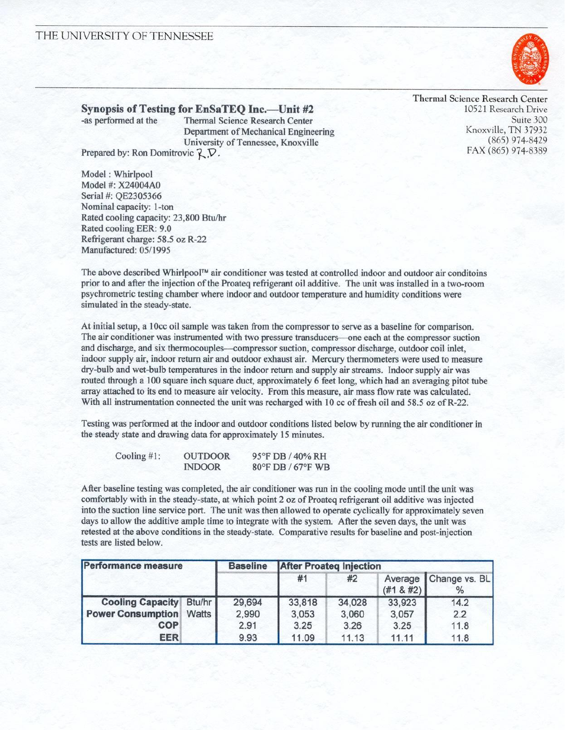THE UNIVERSITY OF TENNESSEE

Thermal Science Research Center
10521 Research Drive
Suite 300
Knoxville, TN 37932
(865) 974-8429
FAX (865) 974-8389

## Synopsis of Testing for EnSaTEQ Inc.—Unit #2

-as performed at the Thermal Science Research Center
Department of Mechanical Engineering
University of Tennessee, Knoxville

Prepared by: Ron Domitrovic R.D.

Model : Whirlpool
Model #: X24004A0
Serial #: QE2305366
Nominal capacity: 1-ton
Rated cooling capacity: 23,800 Btu/hr
Rated cooling EER: 9.0
Refrigerant charge: 58.5 oz R-22
Manufactured: 05/1995

The above described Whirlpool™ air conditioner was tested at controlled indoor and outdoor air conditoins prior to and after the injection of the Proateq refrigerant oil additive. The unit was installed in a two-room psychrometric testing chamber where indoor and outdoor temperature and humidity conditions were simulated in the steady-state.

At initial setup, a 10cc oil sample was taken from the compressor to serve as a baseline for comparison. The air conditioner was instrumented with two pressure transducers—one each at the compressor suction and discharge, and six thermocouples—compressor suction, compressor discharge, outdoor coil inlet, indoor supply air, indoor return air and outdoor exhaust air. Mercury thermometers were used to measure dry-bulb and wet-bulb temperatures in the indoor return and supply air streams. Indoor supply air was routed through a 100 square inch square duct, approximately 6 feet long, which had an averaging pitot tube array attached to its end to measure air velocity. From this measure, air mass flow rate was calculated. With all instrumentation connected the unit was recharged with 10 cc of fresh oil and 58.5 oz of R-22.

Testing was performed at the indoor and outdoor conditions listed below by running the air conditioner in the steady state and drawing data for approximately 15 minutes.

Cooling #1: OUTDOOR 95°F DB / 40% RH
INDOOR 80°F DB / 67°F WB

After baseline testing was completed, the air conditioner was run in the cooling mode until the unit was comfortably with in the steady-state, at which point 2 oz of Proateq refrigerant oil additive was injected into the suction line service port. The unit was then allowed to operate cyclically for approximately seven days to allow the additive ample time to integrate with the system. After the seven days, the unit was retested at the above conditions in the steady-state. Comparative results for baseline and post-injection tests are listed below.

| Performance measure | | Baseline | After Proateq Injection | | | |
|---|---|---|---|---|---|---|
| | | | #1 | #2 | Average (#1 & #2) | Change vs. BL % |
| **Cooling Capacity** | Btu/hr | 29,694 | 33,818 | 34,028 | 33,923 | 14.2 |
| **Power Consumption** | Watts | 2,990 | 3,053 | 3,060 | 3,057 | 2.2 |
| **COP** | | 2.91 | 3.25 | 3.26 | 3.25 | 11.8 |
| **EER** | | 9.93 | 11.09 | 11.13 | 11.11 | 11.8 |